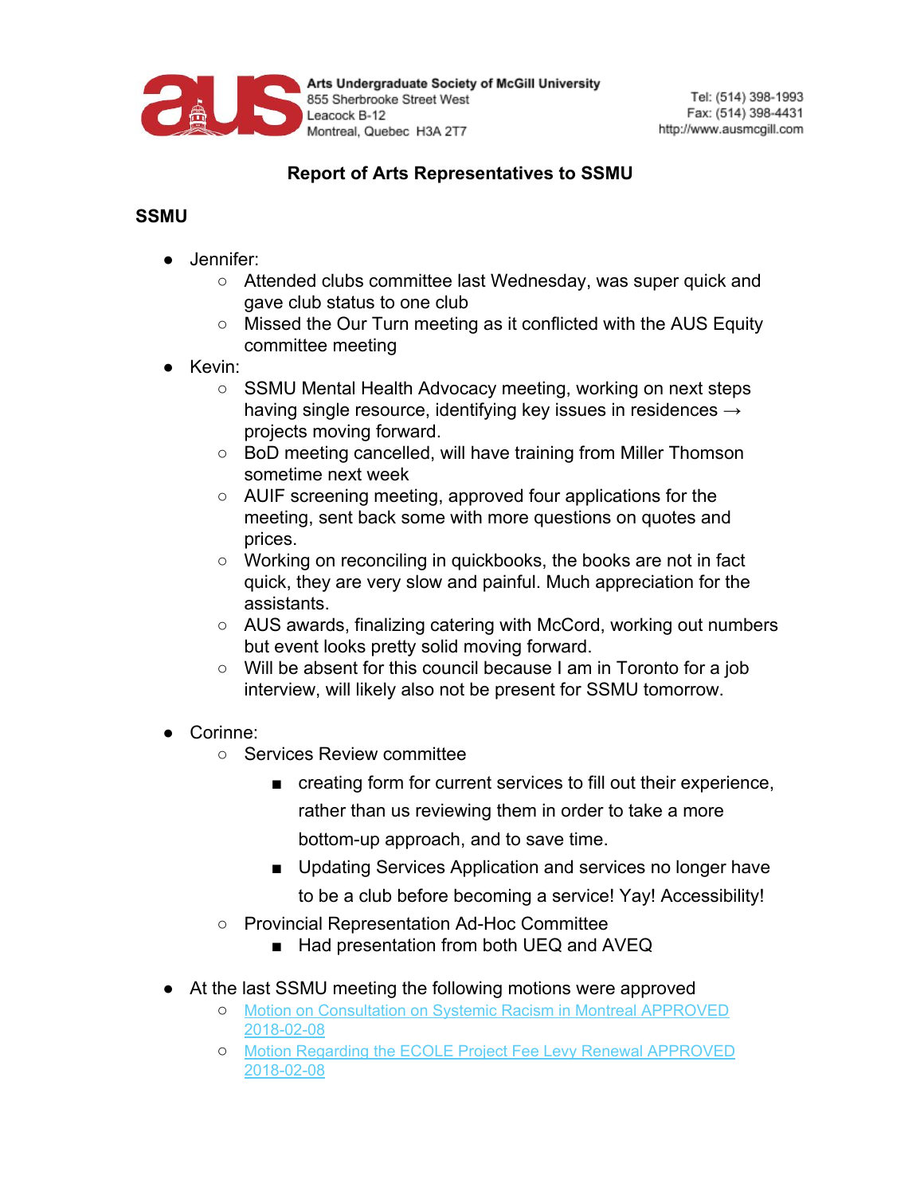Arts Undergraduate Society of McGill University
855 Sherbrooke Street West
Leacock B-12
Montreal, Quebec H3A 2T7

Tel: (514) 398-1993
Fax: (514) 398-4431
http://www.ausmcgill.com

## Report of Arts Representatives to SSMU

### SSMU

- Jennifer:
  - Attended clubs committee last Wednesday, was super quick and gave club status to one club
  - Missed the Our Turn meeting as it conflicted with the AUS Equity committee meeting
- Kevin:
  - SSMU Mental Health Advocacy meeting, working on next steps having single resource, identifying key issues in residences → projects moving forward.
  - BoD meeting cancelled, will have training from Miller Thomson sometime next week
  - AUIF screening meeting, approved four applications for the meeting, sent back some with more questions on quotes and prices.
  - Working on reconciling in quickbooks, the books are not in fact quick, they are very slow and painful. Much appreciation for the assistants.
  - AUS awards, finalizing catering with McCord, working out numbers but event looks pretty solid moving forward.
  - Will be absent for this council because I am in Toronto for a job interview, will likely also not be present for SSMU tomorrow.

- Corinne:
  - Services Review committee
    - creating form for current services to fill out their experience, rather than us reviewing them in order to take a more bottom-up approach, and to save time.
    - Updating Services Application and services no longer have to be a club before becoming a service! Yay! Accessibility!
  - Provincial Representation Ad-Hoc Committee
    - Had presentation from both UEQ and AVEQ

- At the last SSMU meeting the following motions were approved
  - Motion on Consultation on Systemic Racism in Montreal APPROVED 2018-02-08
  - Motion Regarding the ECOLE Project Fee Levy Renewal APPROVED 2018-02-08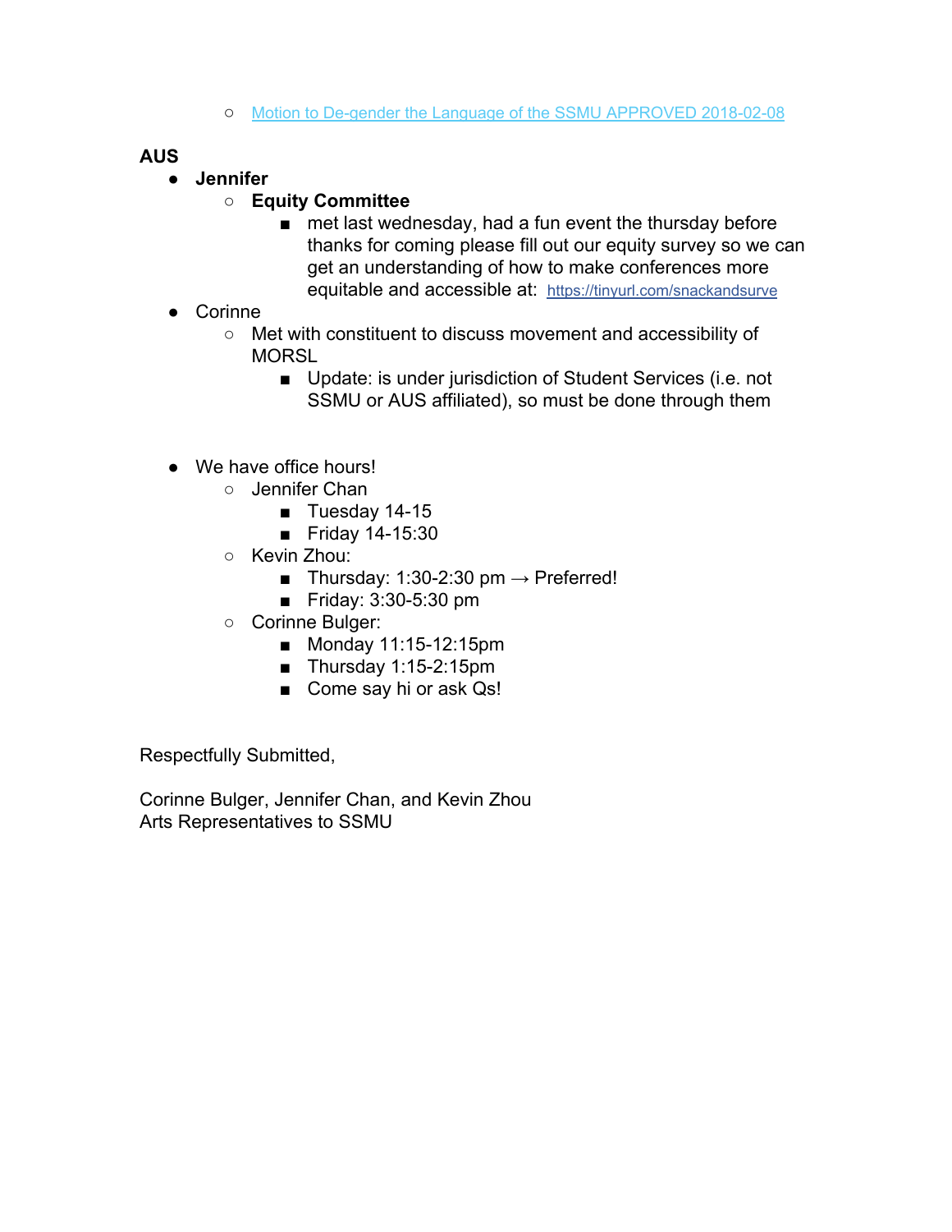- [Motion to De-gender the Language of the SSMU APPROVED 2018-02-08]

**AUS**

- **Jennifer**
  - **Equity Committee**
    - met last wednesday, had a fun event the thursday before thanks for coming please fill out our equity survey so we can get an understanding of how to make conferences more equitable and accessible at: https://tinyurl.com/snackandsurve
- Corinne
  - Met with constituent to discuss movement and accessibility of MORSL
    - Update: is under jurisdiction of Student Services (i.e. not SSMU or AUS affiliated), so must be done through them

- We have office hours!
  - Jennifer Chan
    - Tuesday 14-15
    - Friday 14-15:30
  - Kevin Zhou:
    - Thursday: 1:30-2:30 pm → Preferred!
    - Friday: 3:30-5:30 pm
  - Corinne Bulger:
    - Monday 11:15-12:15pm
    - Thursday 1:15-2:15pm
    - Come say hi or ask Qs!

Respectfully Submitted,

Corinne Bulger, Jennifer Chan, and Kevin Zhou
Arts Representatives to SSMU